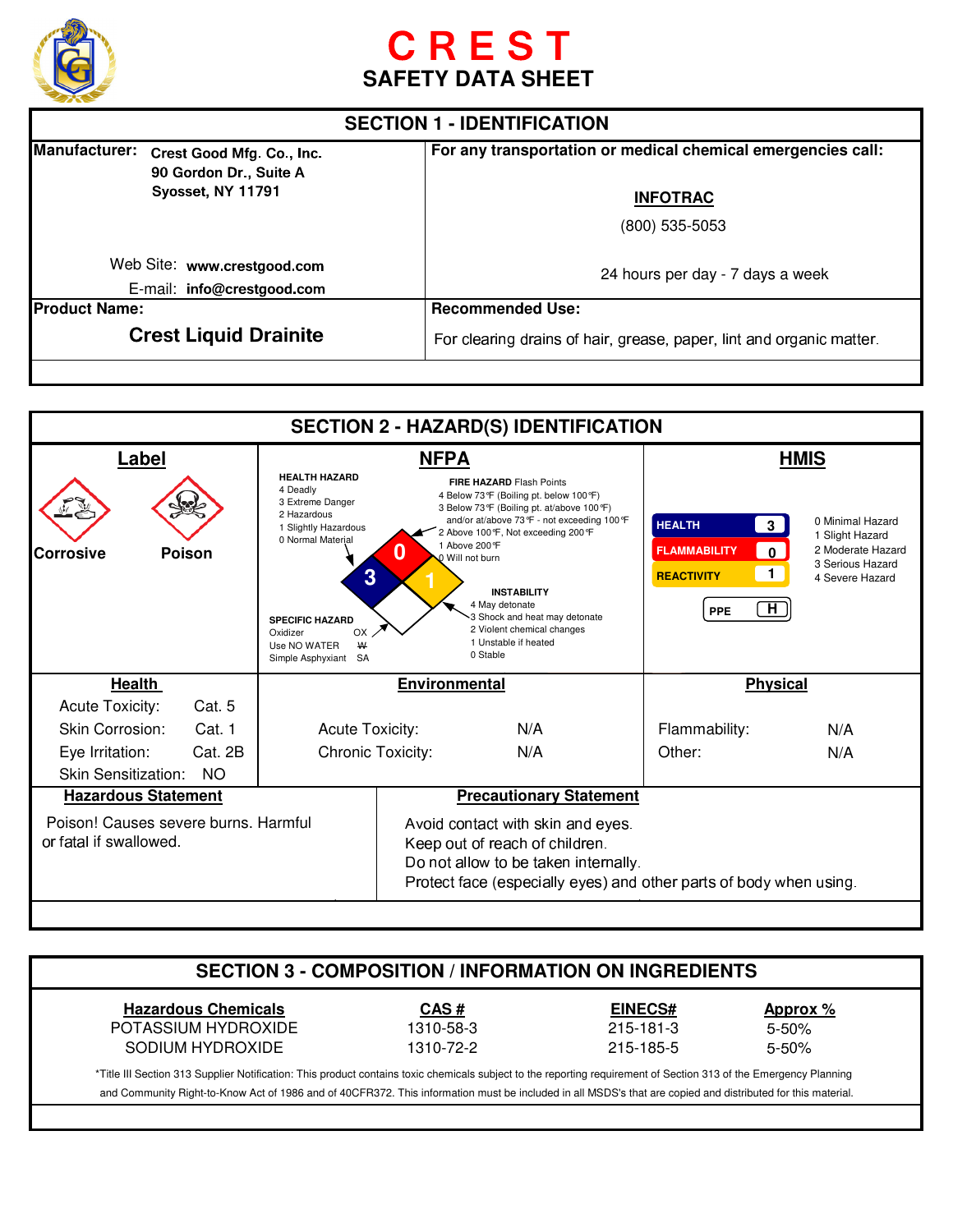# CREST
## SAFETY DATA SHEET

## SECTION 1 - IDENTIFICATION

**Manufacturer:** **Crest Good Mfg. Co., Inc.**
**90 Gordon Dr., Suite A**
**Syosset, NY 11791**

Web Site: **www.crestgood.com**
E-mail: **info@crestgood.com**

**For any transportation or medical chemical emergencies call:**

**INFOTRAC**
(800) 535-5053
24 hours per day - 7 days a week

**Product Name:**
**Crest Liquid Drainite**

**Recommended Use:**
For clearing drains of hair, grease, paper, lint and organic matter.

## SECTION 2 - HAZARD(S) IDENTIFICATION

### Label

Corrosive | Poison

### NFPA

**HEALTH HAZARD**
4 Deadly
3 Extreme Danger
2 Hazardous
1 Slightly Hazardous
0 Normal Material

**FIRE HAZARD** Flash Points
4 Below 73°F (Boiling pt. below 100°F)
3 Below 73°F (Boiling pt. at/above 100°F) and/or at/above 73°F - not exceeding 100°F
2 Above 100°F, Not exceeding 200°F
1 Above 200°F
0 Will not burn

**INSTABILITY**
4 May detonate
3 Shock and heat may detonate
2 Violent chemical changes
1 Unstable if heated
0 Stable

**SPECIFIC HAZARD**
Oxidizer OX
Use NO WATER W
Simple Asphyxiant SA

Health: 3 | Fire: 0 | Instability: 1

### HMIS

| | |
|---|---|
| HEALTH | 3 |
| FLAMMABILITY | 0 |
| REACTIVITY | 1 |
| PPE | H |

0 Minimal Hazard
1 Slight Hazard
2 Moderate Hazard
3 Serious Hazard
4 Severe Hazard

### Health

| | |
|---|---|
| Acute Toxicity: | Cat. 5 |
| Skin Corrosion: | Cat. 1 |
| Eye Irritation: | Cat. 2B |
| Skin Sensitization: | NO |

### Environmental

| | |
|---|---|
| Acute Toxicity: | N/A |
| Chronic Toxicity: | N/A |

### Physical

| | |
|---|---|
| Flammability: | N/A |
| Other: | N/A |

### Hazardous Statement

Poison! Causes severe burns. Harmful or fatal if swallowed.

### Precautionary Statement

Avoid contact with skin and eyes.
Keep out of reach of children.
Do not allow to be taken internally.
Protect face (especially eyes) and other parts of body when using.

## SECTION 3 - COMPOSITION / INFORMATION ON INGREDIENTS

| Hazardous Chemicals | CAS # | EINECS# | Approx % |
|---|---|---|---|
| POTASSIUM HYDROXIDE | 1310-58-3 | 215-181-3 | 5-50% |
| SODIUM HYDROXIDE | 1310-72-2 | 215-185-5 | 5-50% |

*Title III Section 313 Supplier Notification: This product contains toxic chemicals subject to the reporting requirement of Section 313 of the Emergency Planning and Community Right-to-Know Act of 1986 and of 40CFR372. This information must be included in all MSDS's that are copied and distributed for this material.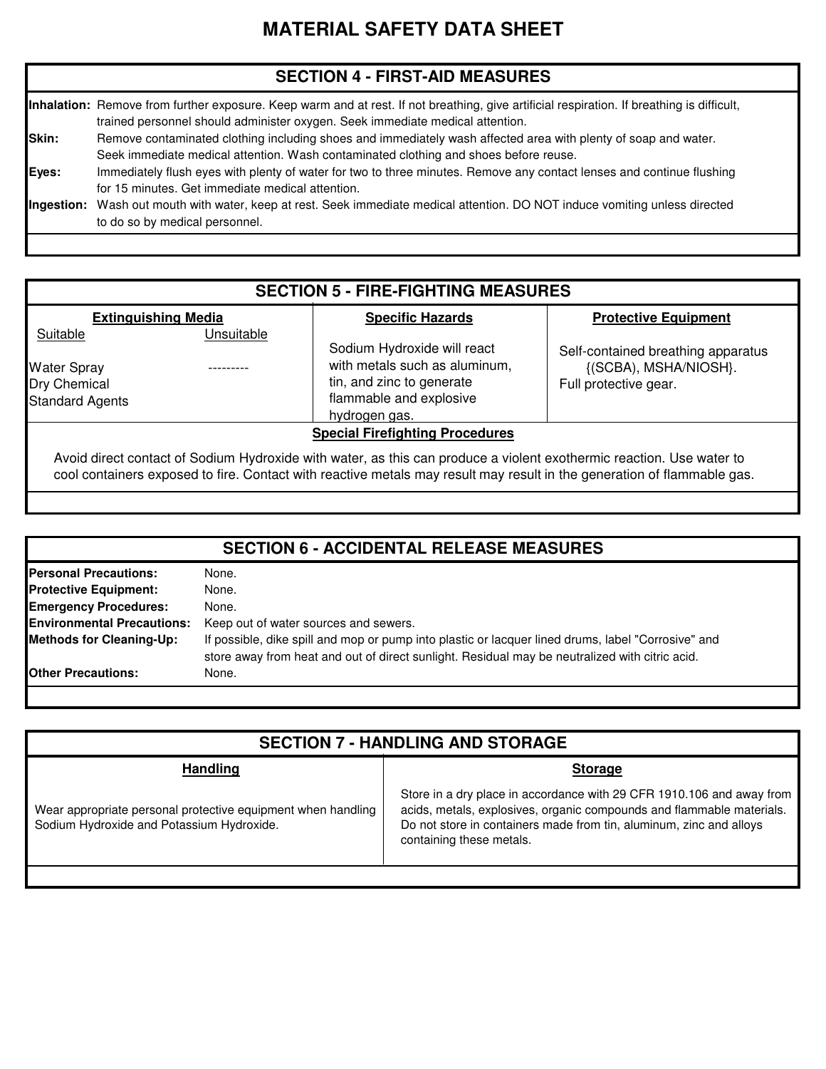# MATERIAL SAFETY DATA SHEET

## SECTION 4 - FIRST-AID MEASURES

**Inhalation:** Remove from further exposure. Keep warm and at rest. If not breathing, give artificial respiration. If breathing is difficult, trained personnel should administer oxygen. Seek immediate medical attention.

**Skin:** Remove contaminated clothing including shoes and immediately wash affected area with plenty of soap and water. Seek immediate medical attention. Wash contaminated clothing and shoes before reuse.

**Eyes:** Immediately flush eyes with plenty of water for two to three minutes. Remove any contact lenses and continue flushing for 15 minutes. Get immediate medical attention.

**Ingestion:** Wash out mouth with water, keep at rest. Seek immediate medical attention. DO NOT induce vomiting unless directed to do so by medical personnel.

## SECTION 5 - FIRE-FIGHTING MEASURES

| Extinguishing Media | | Specific Hazards | Protective Equipment |
|---|---|---|---|
| Suitable | Unsuitable | | |
| Water Spray<br>Dry Chemical<br>Standard Agents | --------- | Sodium Hydroxide will react with metals such as aluminum, tin, and zinc to generate flammable and explosive hydrogen gas. | Self-contained breathing apparatus {(SCBA), MSHA/NIOSH}.<br>Full protective gear. |

**Special Firefighting Procedures**

Avoid direct contact of Sodium Hydroxide with water, as this can produce a violent exothermic reaction. Use water to cool containers exposed to fire. Contact with reactive metals may result may result in the generation of flammable gas.

## SECTION 6 - ACCIDENTAL RELEASE MEASURES

**Personal Precautions:** None.

**Protective Equipment:** None.

**Emergency Procedures:** None.

**Environmental Precautions:** Keep out of water sources and sewers.

**Methods for Cleaning-Up:** If possible, dike spill and mop or pump into plastic or lacquer lined drums, label "Corrosive" and store away from heat and out of direct sunlight. Residual may be neutralized with citric acid.

**Other Precautions:** None.

## SECTION 7 - HANDLING AND STORAGE

| Handling | Storage |
|---|---|
| Wear appropriate personal protective equipment when handling Sodium Hydroxide and Potassium Hydroxide. | Store in a dry place in accordance with 29 CFR 1910.106 and away from acids, metals, explosives, organic compounds and flammable materials. Do not store in containers made from tin, aluminum, zinc and alloys containing these metals. |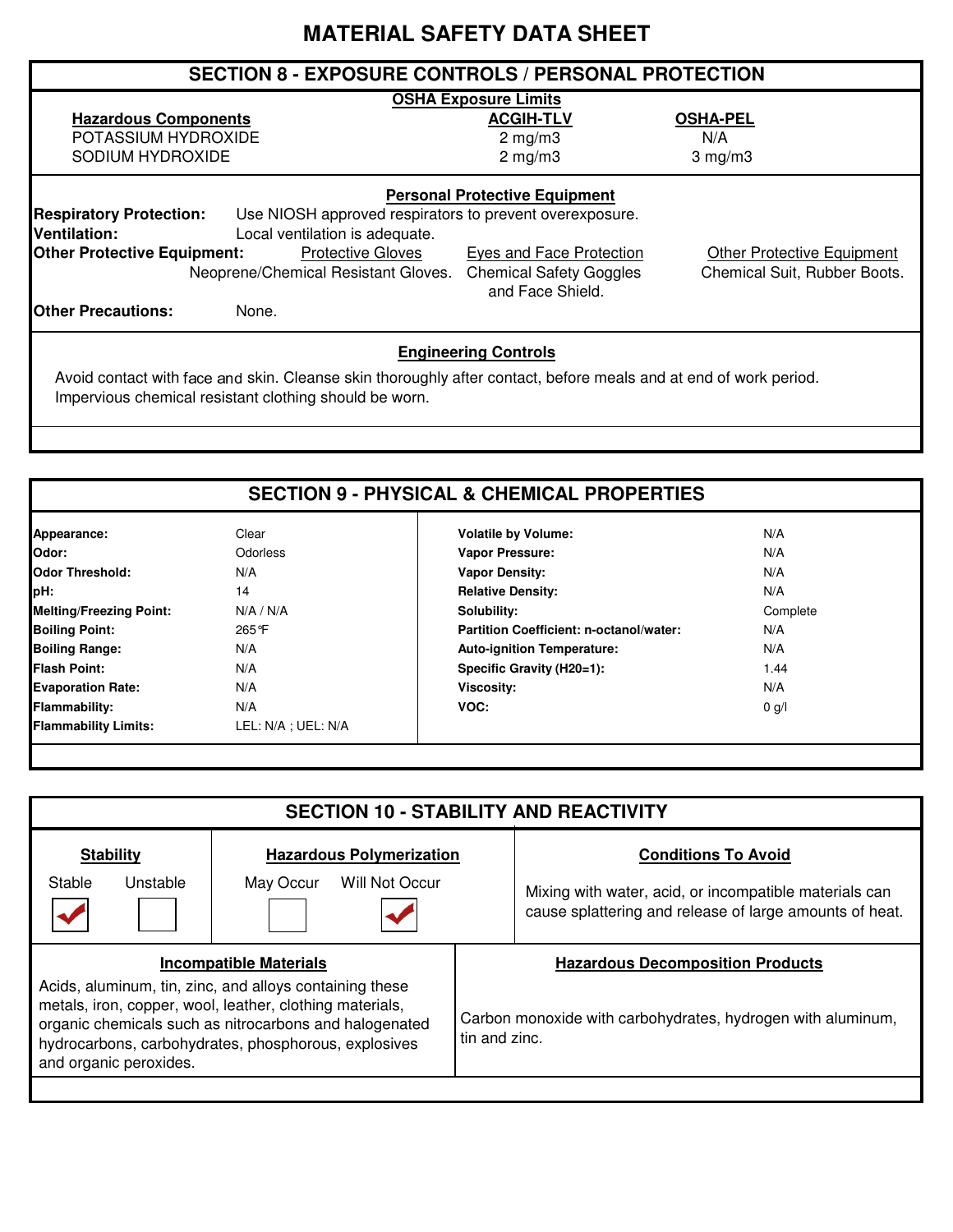# MATERIAL SAFETY DATA SHEET

## SECTION 8 - EXPOSURE CONTROLS / PERSONAL PROTECTION

**OSHA Exposure Limits**

| Hazardous Components | ACGIH-TLV | OSHA-PEL |
|---|---|---|
| POTASSIUM HYDROXIDE | 2 mg/m3 | N/A |
| SODIUM HYDROXIDE | 2 mg/m3 | 3 mg/m3 |

**Personal Protective Equipment**

**Respiratory Protection:** Use NIOSH approved respirators to prevent overexposure.

**Ventilation:** Local ventilation is adequate.

**Other Protective Equipment:**

| Protective Gloves | Eyes and Face Protection | Other Protective Equipment |
|---|---|---|
| Neoprene/Chemical Resistant Gloves. | Chemical Safety Goggles and Face Shield. | Chemical Suit, Rubber Boots. |

**Other Precautions:** None.

**Engineering Controls**

Avoid contact with face and skin. Cleanse skin thoroughly after contact, before meals and at end of work period. Impervious chemical resistant clothing should be worn.

## SECTION 9 - PHYSICAL & CHEMICAL PROPERTIES

| Property | Value | Property | Value |
|---|---|---|---|
| **Appearance:** | Clear | **Volatile by Volume:** | N/A |
| **Odor:** | Odorless | **Vapor Pressure:** | N/A |
| **Odor Threshold:** | N/A | **Vapor Density:** | N/A |
| **pH:** | 14 | **Relative Density:** | N/A |
| **Melting/Freezing Point:** | N/A / N/A | **Solubility:** | Complete |
| **Boiling Point:** | 265°F | **Partition Coefficient: n-octanol/water:** | N/A |
| **Boiling Range:** | N/A | **Auto-ignition Temperature:** | N/A |
| **Flash Point:** | N/A | **Specific Gravity (H20=1):** | 1.44 |
| **Evaporation Rate:** | N/A | **Viscosity:** | N/A |
| **Flammability:** | N/A | **VOC:** | 0 g/l |
| **Flammability Limits:** | LEL: N/A ; UEL: N/A | | |

## SECTION 10 - STABILITY AND REACTIVITY

**Stability**

Stable: ✔ Unstable: ☐

**Hazardous Polymerization**

May Occur: ☐ Will Not Occur: ✔

**Conditions To Avoid**

Mixing with water, acid, or incompatible materials can cause splattering and release of large amounts of heat.

**Incompatible Materials**

Acids, aluminum, tin, zinc, and alloys containing these metals, iron, copper, wool, leather, clothing materials, organic chemicals such as nitrocarbons and halogenated hydrocarbons, carbohydrates, phosphorous, explosives and organic peroxides.

**Hazardous Decomposition Products**

Carbon monoxide with carbohydrates, hydrogen with aluminum, tin and zinc.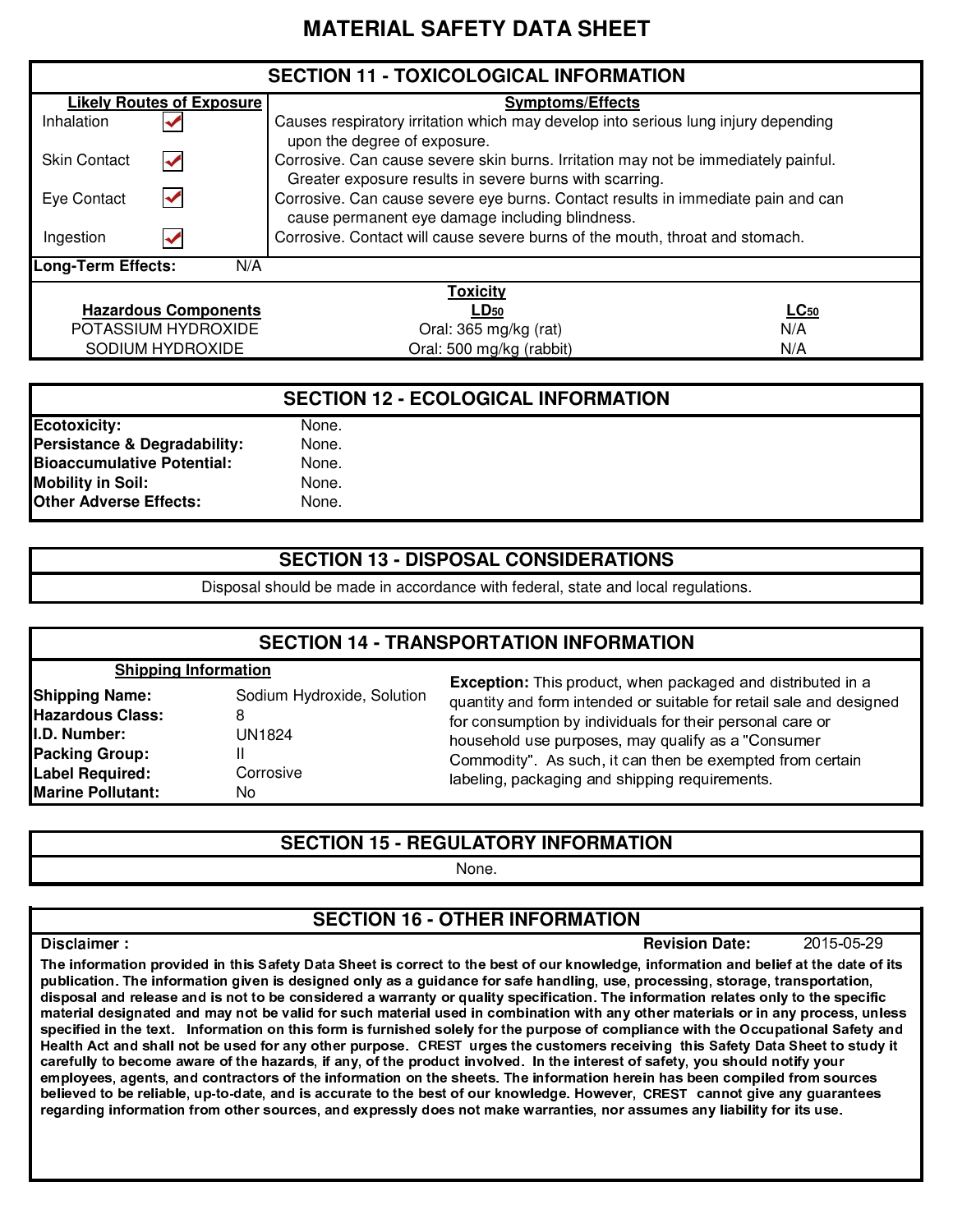# MATERIAL SAFETY DATA SHEET

## SECTION 11 - TOXICOLOGICAL INFORMATION

| Likely Routes of Exposure | | Symptoms/Effects |
|---|---|---|
| Inhalation | ✔ | Causes respiratory irritation which may develop into serious lung injury depending upon the degree of exposure. |
| Skin Contact | ✔ | Corrosive. Can cause severe skin burns. Irritation may not be immediately painful. Greater exposure results in severe burns with scarring. |
| Eye Contact | ✔ | Corrosive. Can cause severe eye burns. Contact results in immediate pain and can cause permanent eye damage including blindness. |
| Ingestion | ✔ | Corrosive. Contact will cause severe burns of the mouth, throat and stomach. |

**Long-Term Effects:** N/A

| | Toxicity | |
|---|---|---|
| **Hazardous Components** | $LD_{50}$ | $LC_{50}$ |
| POTASSIUM HYDROXIDE | Oral: 365 mg/kg (rat) | N/A |
| SODIUM HYDROXIDE | Oral: 500 mg/kg (rabbit) | N/A |

## SECTION 12 - ECOLOGICAL INFORMATION

**Ecotoxicity:** None.
**Persistance & Degradability:** None.
**Bioaccumulative Potential:** None.
**Mobility in Soil:** None.
**Other Adverse Effects:** None.

## SECTION 13 - DISPOSAL CONSIDERATIONS

Disposal should be made in accordance with federal, state and local regulations.

## SECTION 14 - TRANSPORTATION INFORMATION

**Shipping Information**

| | |
|---|---|
| **Shipping Name:** | Sodium Hydroxide, Solution |
| **Hazardous Class:** | 8 |
| **I.D. Number:** | UN1824 |
| **Packing Group:** | II |
| **Label Required:** | Corrosive |
| **Marine Pollutant:** | No |

**Exception:** This product, when packaged and distributed in a quantity and form intended or suitable for retail sale and designed for consumption by individuals for their personal care or household use purposes, may qualify as a "Consumer Commodity". As such, it can then be exempted from certain labeling, packaging and shipping requirements.

## SECTION 15 - REGULATORY INFORMATION

None.

## SECTION 16 - OTHER INFORMATION

**Disclaimer :** **Revision Date:** 2015-05-29

**The information provided in this Safety Data Sheet is correct to the best of our knowledge, information and belief at the date of its publication. The information given is designed only as a guidance for safe handling, use, processing, storage, transportation, disposal and release and is not to be considered a warranty or quality specification. The information relates only to the specific material designated and may not be valid for such material used in combination with any other materials or in any process, unless specified in the text. Information on this form is furnished solely for the purpose of compliance with the Occupational Safety and Health Act and shall not be used for any other purpose. CREST urges the customers receiving this Safety Data Sheet to study it carefully to become aware of the hazards, if any, of the product involved. In the interest of safety, you should notify your employees, agents, and contractors of the information on the sheets. The information herein has been compiled from sources believed to be reliable, up-to-date, and is accurate to the best of our knowledge. However, CREST cannot give any guarantees regarding information from other sources, and expressly does not make warranties, nor assumes any liability for its use.**